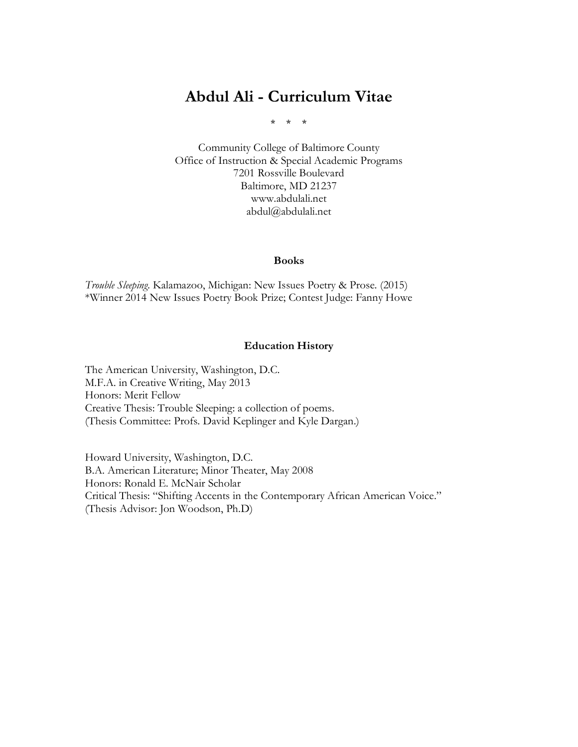# Abdul Ali - Curriculum Vitae

\* \* \*

Community College of Baltimore County
Office of Instruction & Special Academic Programs
7201 Rossville Boulevard
Baltimore, MD 21237
www.abdulali.net
abdul@abdulali.net

## Books

*Trouble Sleeping*. Kalamazoo, Michigan: New Issues Poetry & Prose. (2015)
*Winner 2014 New Issues Poetry Book Prize; Contest Judge: Fanny Howe

## Education History

The American University, Washington, D.C.
M.F.A. in Creative Writing, May 2013
Honors: Merit Fellow
Creative Thesis: Trouble Sleeping: a collection of poems.
(Thesis Committee: Profs. David Keplinger and Kyle Dargan.)

Howard University, Washington, D.C.
B.A. American Literature; Minor Theater, May 2008
Honors: Ronald E. McNair Scholar
Critical Thesis: "Shifting Accents in the Contemporary African American Voice."
(Thesis Advisor: Jon Woodson, Ph.D)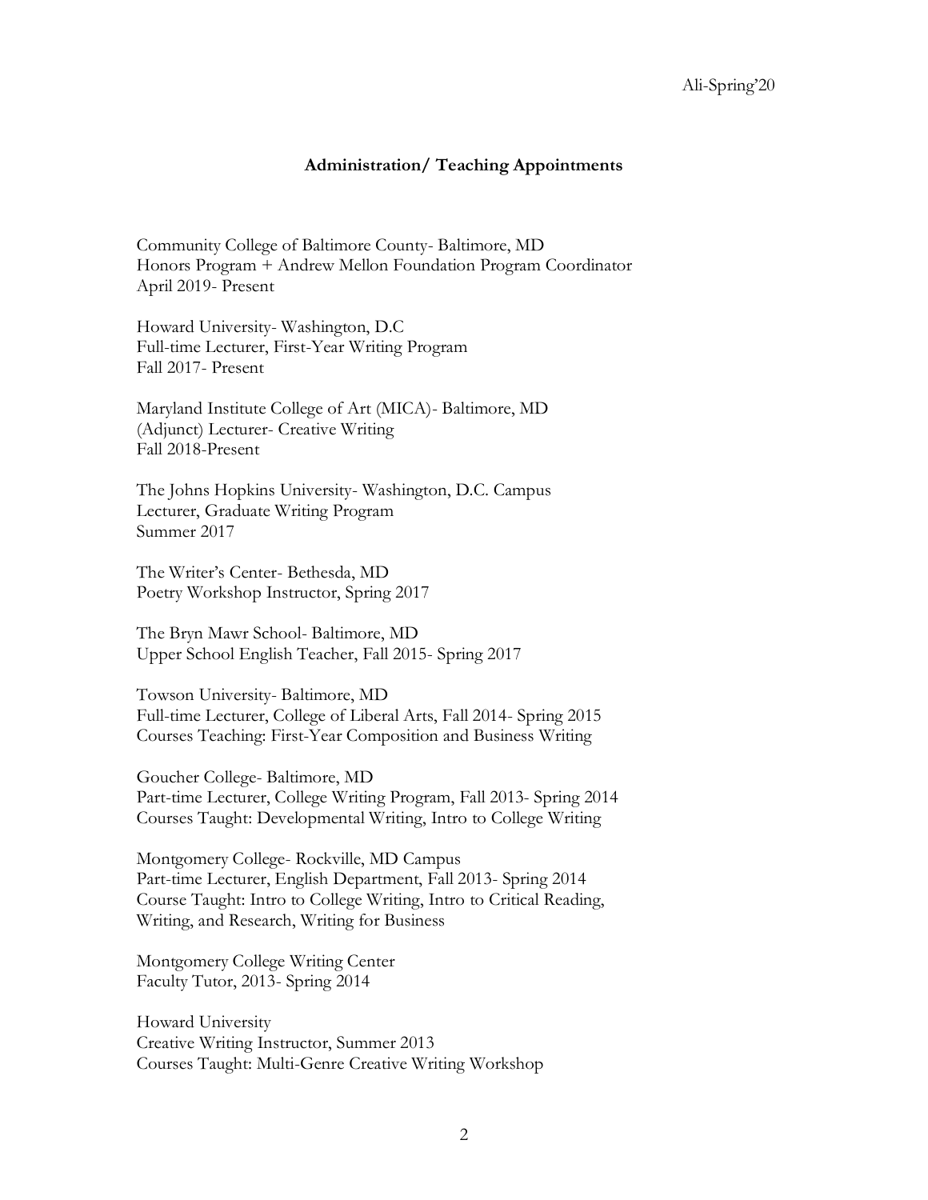## Administration/ Teaching Appointments

Community College of Baltimore County- Baltimore, MD
Honors Program + Andrew Mellon Foundation Program Coordinator
April 2019- Present

Howard University- Washington, D.C
Full-time Lecturer, First-Year Writing Program
Fall 2017- Present

Maryland Institute College of Art (MICA)- Baltimore, MD
(Adjunct) Lecturer- Creative Writing
Fall 2018-Present

The Johns Hopkins University- Washington, D.C. Campus
Lecturer, Graduate Writing Program
Summer 2017

The Writer's Center- Bethesda, MD
Poetry Workshop Instructor, Spring 2017

The Bryn Mawr School- Baltimore, MD
Upper School English Teacher, Fall 2015- Spring 2017

Towson University- Baltimore, MD
Full-time Lecturer, College of Liberal Arts, Fall 2014- Spring 2015
Courses Teaching: First-Year Composition and Business Writing

Goucher College- Baltimore, MD
Part-time Lecturer, College Writing Program, Fall 2013- Spring 2014
Courses Taught: Developmental Writing, Intro to College Writing

Montgomery College- Rockville, MD Campus
Part-time Lecturer, English Department, Fall 2013- Spring 2014
Course Taught: Intro to College Writing, Intro to Critical Reading, Writing, and Research, Writing for Business

Montgomery College Writing Center
Faculty Tutor, 2013- Spring 2014

Howard University
Creative Writing Instructor, Summer 2013
Courses Taught: Multi-Genre Creative Writing Workshop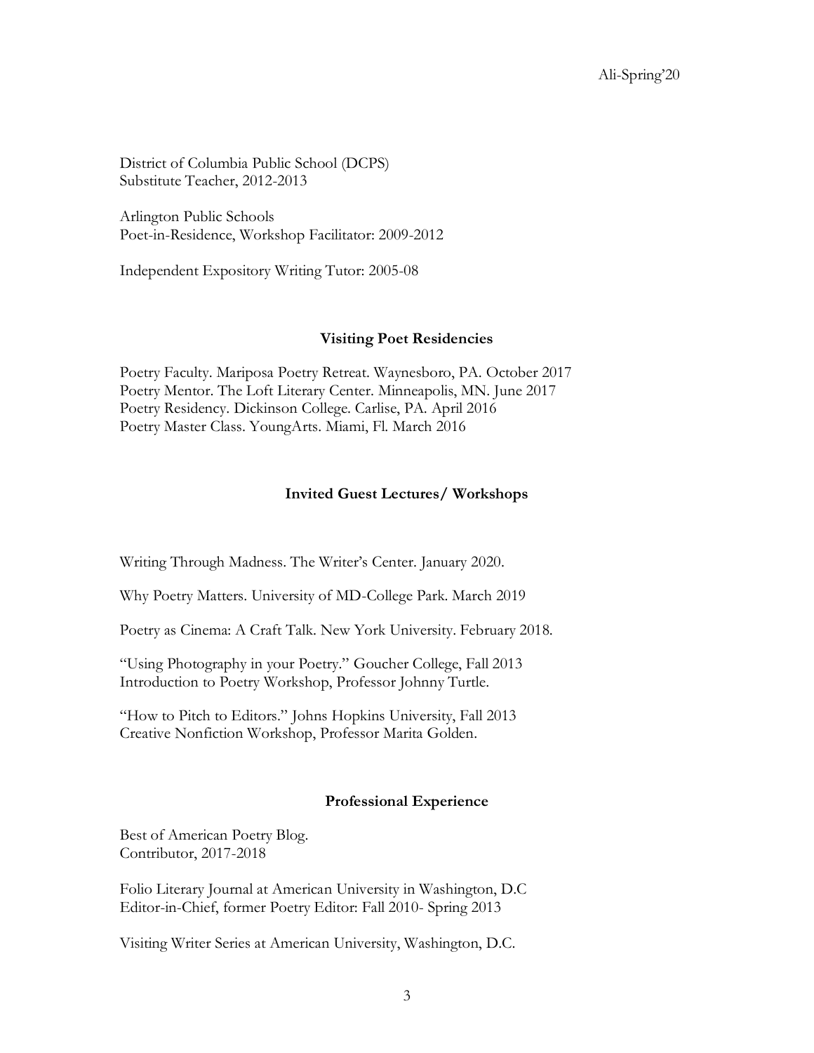District of Columbia Public School (DCPS)
Substitute Teacher, 2012-2013

Arlington Public Schools
Poet-in-Residence, Workshop Facilitator: 2009-2012

Independent Expository Writing Tutor: 2005-08

## Visiting Poet Residencies

Poetry Faculty. Mariposa Poetry Retreat. Waynesboro, PA. October 2017
Poetry Mentor. The Loft Literary Center. Minneapolis, MN. June 2017
Poetry Residency. Dickinson College. Carlise, PA. April 2016
Poetry Master Class. YoungArts. Miami, Fl. March 2016

## Invited Guest Lectures/ Workshops

Writing Through Madness. The Writer's Center. January 2020.

Why Poetry Matters. University of MD-College Park. March 2019

Poetry as Cinema: A Craft Talk. New York University. February 2018.

"Using Photography in your Poetry." Goucher College, Fall 2013
Introduction to Poetry Workshop, Professor Johnny Turtle.

"How to Pitch to Editors." Johns Hopkins University, Fall 2013
Creative Nonfiction Workshop, Professor Marita Golden.

## Professional Experience

Best of American Poetry Blog.
Contributor, 2017-2018

Folio Literary Journal at American University in Washington, D.C
Editor-in-Chief, former Poetry Editor: Fall 2010- Spring 2013

Visiting Writer Series at American University, Washington, D.C.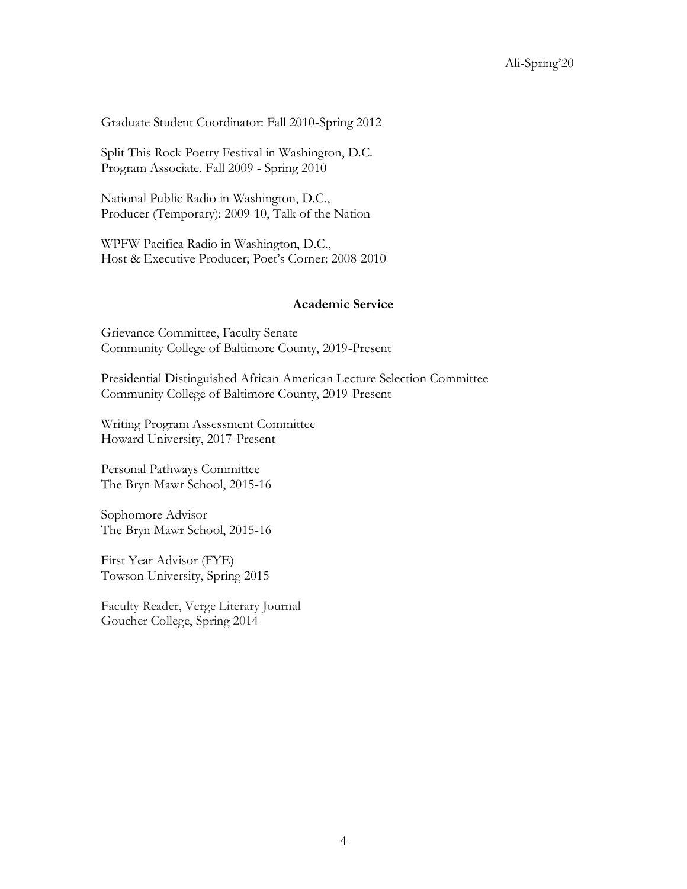Graduate Student Coordinator: Fall 2010-Spring 2012

Split This Rock Poetry Festival in Washington, D.C.
Program Associate. Fall 2009 - Spring 2010

National Public Radio in Washington, D.C.,
Producer (Temporary): 2009-10, Talk of the Nation

WPFW Pacifica Radio in Washington, D.C.,
Host & Executive Producer; Poet's Corner: 2008-2010

## Academic Service

Grievance Committee, Faculty Senate
Community College of Baltimore County, 2019-Present

Presidential Distinguished African American Lecture Selection Committee
Community College of Baltimore County, 2019-Present

Writing Program Assessment Committee
Howard University, 2017-Present

Personal Pathways Committee
The Bryn Mawr School, 2015-16

Sophomore Advisor
The Bryn Mawr School, 2015-16

First Year Advisor (FYE)
Towson University, Spring 2015

Faculty Reader, Verge Literary Journal
Goucher College, Spring 2014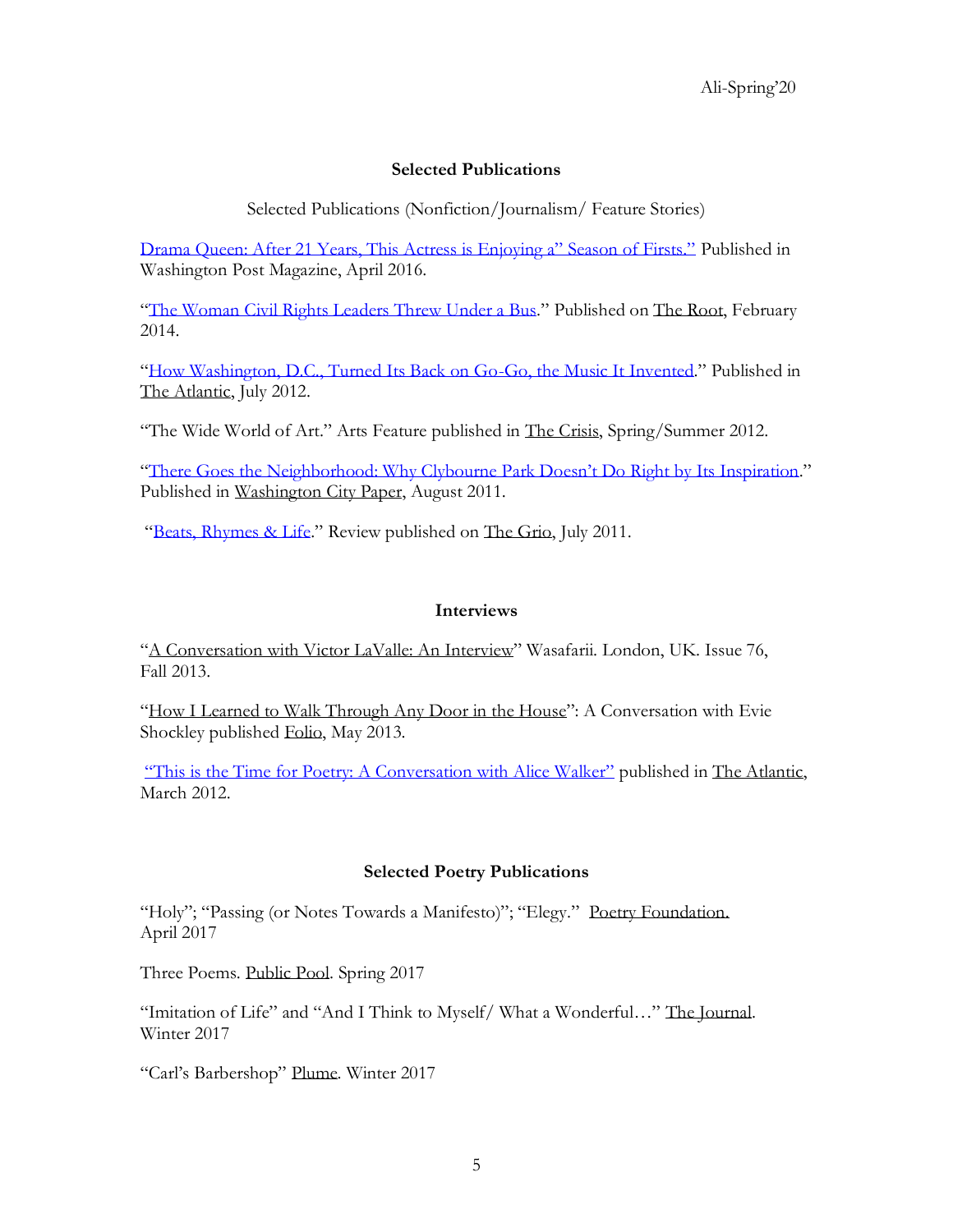## Selected Publications

Selected Publications (Nonfiction/Journalism/ Feature Stories)

Drama Queen: After 21 Years, This Actress is Enjoying a" Season of Firsts." Published in Washington Post Magazine, April 2016.

"The Woman Civil Rights Leaders Threw Under a Bus." Published on The Root, February 2014.

"How Washington, D.C., Turned Its Back on Go-Go, the Music It Invented." Published in The Atlantic, July 2012.

"The Wide World of Art." Arts Feature published in The Crisis, Spring/Summer 2012.

"There Goes the Neighborhood: Why Clybourne Park Doesn't Do Right by Its Inspiration." Published in Washington City Paper, August 2011.

"Beats, Rhymes & Life." Review published on The Grio, July 2011.

## Interviews

"A Conversation with Victor LaValle: An Interview" Wasafarii. London, UK. Issue 76, Fall 2013.

"How I Learned to Walk Through Any Door in the House": A Conversation with Evie Shockley published Folio, May 2013.

"This is the Time for Poetry: A Conversation with Alice Walker" published in The Atlantic, March 2012.

## Selected Poetry Publications

"Holy"; "Passing (or Notes Towards a Manifesto)"; "Elegy." Poetry Foundation. April 2017

Three Poems. Public Pool. Spring 2017

"Imitation of Life" and "And I Think to Myself/ What a Wonderful…" The Journal. Winter 2017

"Carl's Barbershop" Plume. Winter 2017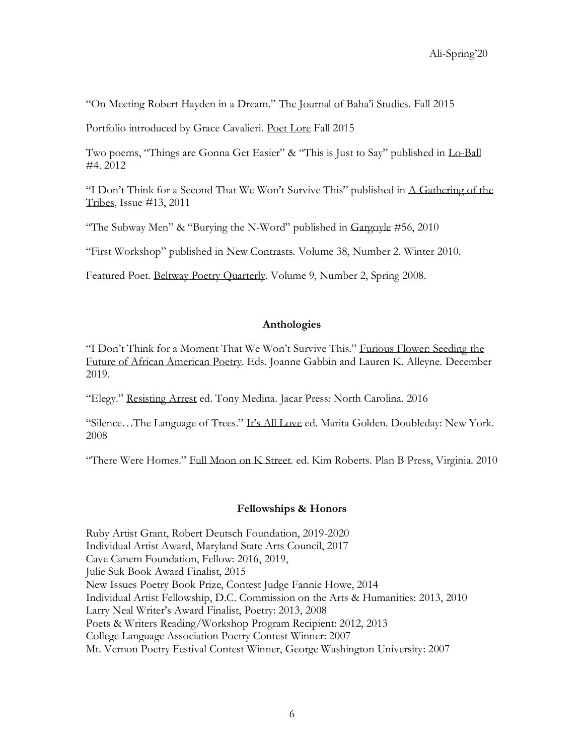"On Meeting Robert Hayden in a Dream." The Journal of Baha'i Studies. Fall 2015

Portfolio introduced by Grace Cavalieri. Poet Lore Fall 2015

Two poems, "Things are Gonna Get Easier" & "This is Just to Say" published in Lo-Ball #4. 2012

"I Don't Think for a Second That We Won't Survive This" published in A Gathering of the Tribes, Issue #13, 2011

"The Subway Men" & "Burying the N-Word" published in Gargoyle #56, 2010

"First Workshop" published in New Contrasts. Volume 38, Number 2. Winter 2010.

Featured Poet. Beltway Poetry Quarterly. Volume 9, Number 2, Spring 2008.

## Anthologies

"I Don't Think for a Moment That We Won't Survive This." Furious Flower: Seeding the Future of African American Poetry. Eds. Joanne Gabbin and Lauren K. Alleyne. December 2019.

"Elegy." Resisting Arrest ed. Tony Medina. Jacar Press: North Carolina. 2016

"Silence…The Language of Trees." It's All Love ed. Marita Golden. Doubleday: New York. 2008

"There Were Homes." Full Moon on K Street. ed. Kim Roberts. Plan B Press, Virginia. 2010

## Fellowships & Honors

Ruby Artist Grant, Robert Deutsch Foundation, 2019-2020
Individual Artist Award, Maryland State Arts Council, 2017
Cave Canem Foundation, Fellow: 2016, 2019,
Julie Suk Book Award Finalist, 2015
New Issues Poetry Book Prize, Contest Judge Fannie Howe, 2014
Individual Artist Fellowship, D.C. Commission on the Arts & Humanities: 2013, 2010
Larry Neal Writer's Award Finalist, Poetry: 2013, 2008
Poets & Writers Reading/Workshop Program Recipient: 2012, 2013
College Language Association Poetry Contest Winner: 2007
Mt. Vernon Poetry Festival Contest Winner, George Washington University: 2007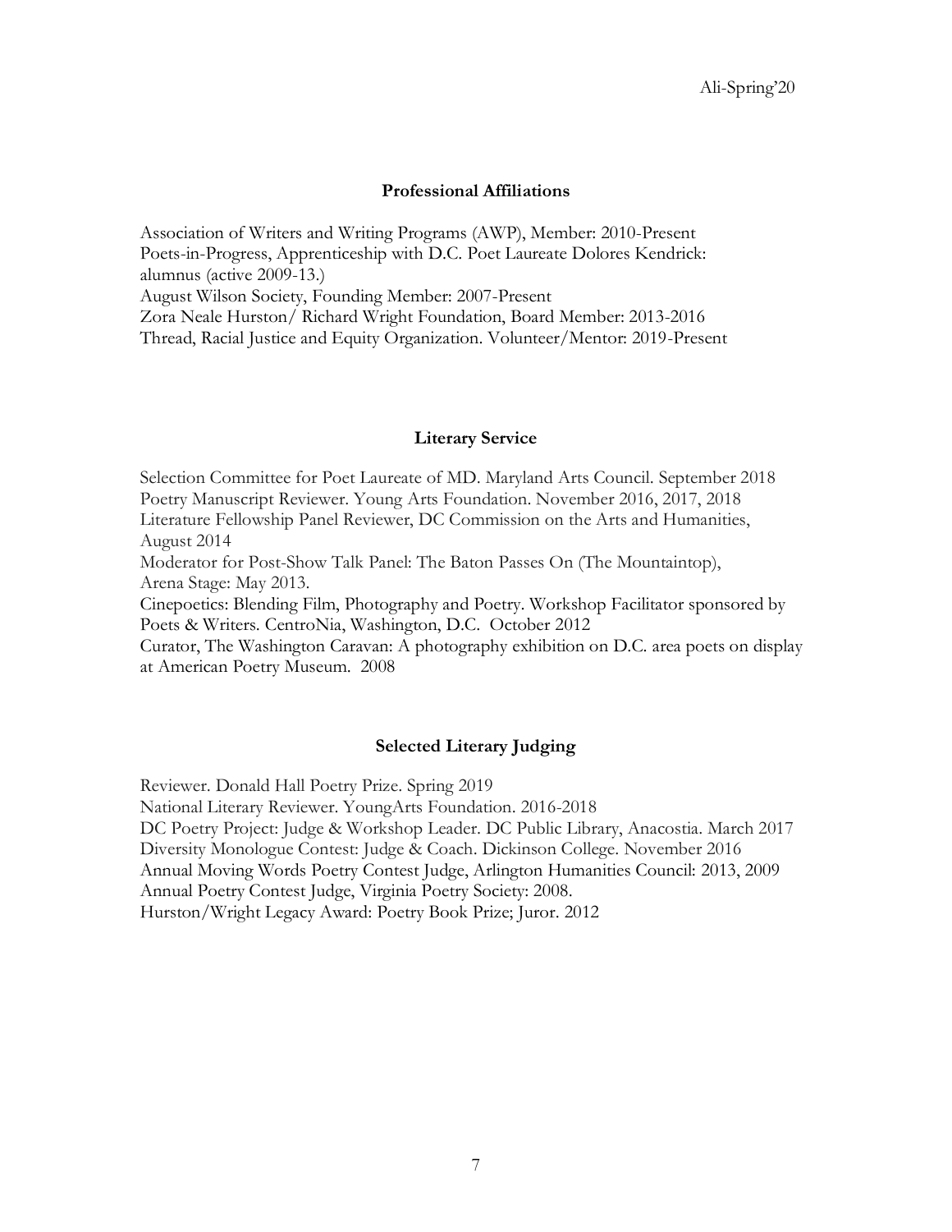## Professional Affiliations

Association of Writers and Writing Programs (AWP), Member: 2010-Present
Poets-in-Progress, Apprenticeship with D.C. Poet Laureate Dolores Kendrick: alumnus (active 2009-13.)
August Wilson Society, Founding Member: 2007-Present
Zora Neale Hurston/ Richard Wright Foundation, Board Member: 2013-2016
Thread, Racial Justice and Equity Organization. Volunteer/Mentor: 2019-Present

## Literary Service

Selection Committee for Poet Laureate of MD. Maryland Arts Council. September 2018
Poetry Manuscript Reviewer. Young Arts Foundation. November 2016, 2017, 2018
Literature Fellowship Panel Reviewer, DC Commission on the Arts and Humanities, August 2014
Moderator for Post-Show Talk Panel: The Baton Passes On (The Mountaintop), Arena Stage: May 2013.
Cinepoetics: Blending Film, Photography and Poetry. Workshop Facilitator sponsored by Poets & Writers. CentroNia, Washington, D.C. October 2012
Curator, The Washington Caravan: A photography exhibition on D.C. area poets on display at American Poetry Museum. 2008

## Selected Literary Judging

Reviewer. Donald Hall Poetry Prize. Spring 2019
National Literary Reviewer. YoungArts Foundation. 2016-2018
DC Poetry Project: Judge & Workshop Leader. DC Public Library, Anacostia. March 2017
Diversity Monologue Contest: Judge & Coach. Dickinson College. November 2016
Annual Moving Words Poetry Contest Judge, Arlington Humanities Council: 2013, 2009
Annual Poetry Contest Judge, Virginia Poetry Society: 2008.
Hurston/Wright Legacy Award: Poetry Book Prize; Juror. 2012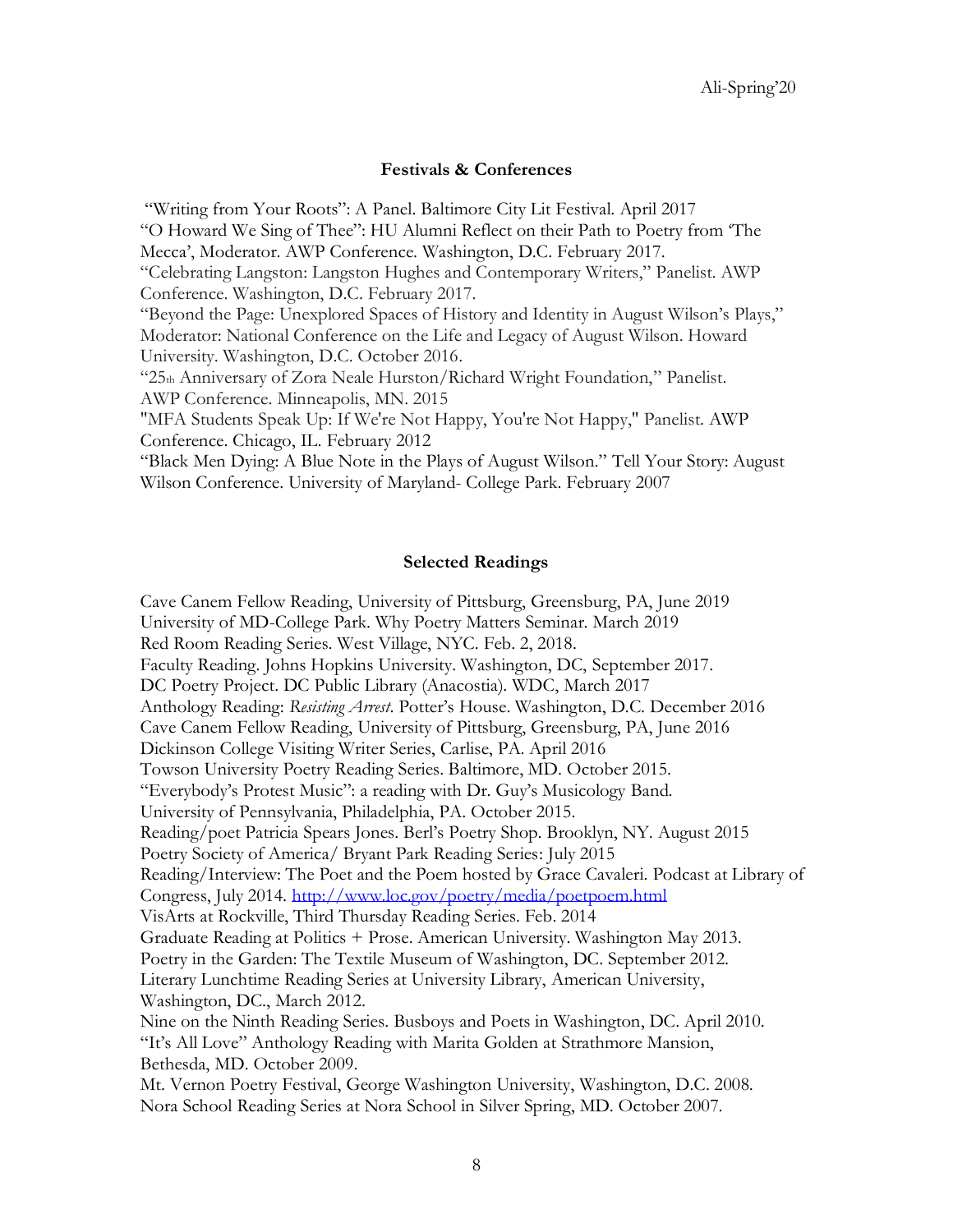## Festivals & Conferences

"Writing from Your Roots": A Panel. Baltimore City Lit Festival. April 2017
"O Howard We Sing of Thee": HU Alumni Reflect on their Path to Poetry from 'The Mecca', Moderator. AWP Conference. Washington, D.C. February 2017.
"Celebrating Langston: Langston Hughes and Contemporary Writers," Panelist. AWP Conference. Washington, D.C. February 2017.
"Beyond the Page: Unexplored Spaces of History and Identity in August Wilson's Plays," Moderator: National Conference on the Life and Legacy of August Wilson. Howard University. Washington, D.C. October 2016.
"25th Anniversary of Zora Neale Hurston/Richard Wright Foundation," Panelist. AWP Conference. Minneapolis, MN. 2015
"MFA Students Speak Up: If We're Not Happy, You're Not Happy," Panelist. AWP Conference. Chicago, IL. February 2012
"Black Men Dying: A Blue Note in the Plays of August Wilson." Tell Your Story: August Wilson Conference. University of Maryland- College Park. February 2007

## Selected Readings

Cave Canem Fellow Reading, University of Pittsburg, Greensburg, PA, June 2019
University of MD-College Park. Why Poetry Matters Seminar. March 2019
Red Room Reading Series. West Village, NYC. Feb. 2, 2018.
Faculty Reading. Johns Hopkins University. Washington, DC, September 2017.
DC Poetry Project. DC Public Library (Anacostia). WDC, March 2017
Anthology Reading: *Resisting Arrest.* Potter's House. Washington, D.C. December 2016
Cave Canem Fellow Reading, University of Pittsburg, Greensburg, PA, June 2016
Dickinson College Visiting Writer Series, Carlise, PA. April 2016
Towson University Poetry Reading Series. Baltimore, MD. October 2015.
"Everybody's Protest Music": a reading with Dr. Guy's Musicology Band. University of Pennsylvania, Philadelphia, PA. October 2015.
Reading/poet Patricia Spears Jones. Berl's Poetry Shop. Brooklyn, NY. August 2015
Poetry Society of America/ Bryant Park Reading Series: July 2015
Reading/Interview: The Poet and the Poem hosted by Grace Cavaleri. Podcast at Library of Congress, July 2014. http://www.loc.gov/poetry/media/poetpoem.html
VisArts at Rockville, Third Thursday Reading Series. Feb. 2014
Graduate Reading at Politics + Prose. American University. Washington May 2013.
Poetry in the Garden: The Textile Museum of Washington, DC. September 2012.
Literary Lunchtime Reading Series at University Library, American University, Washington, DC., March 2012.
Nine on the Ninth Reading Series. Busboys and Poets in Washington, DC. April 2010.
"It's All Love" Anthology Reading with Marita Golden at Strathmore Mansion, Bethesda, MD. October 2009.
Mt. Vernon Poetry Festival, George Washington University, Washington, D.C. 2008.
Nora School Reading Series at Nora School in Silver Spring, MD. October 2007.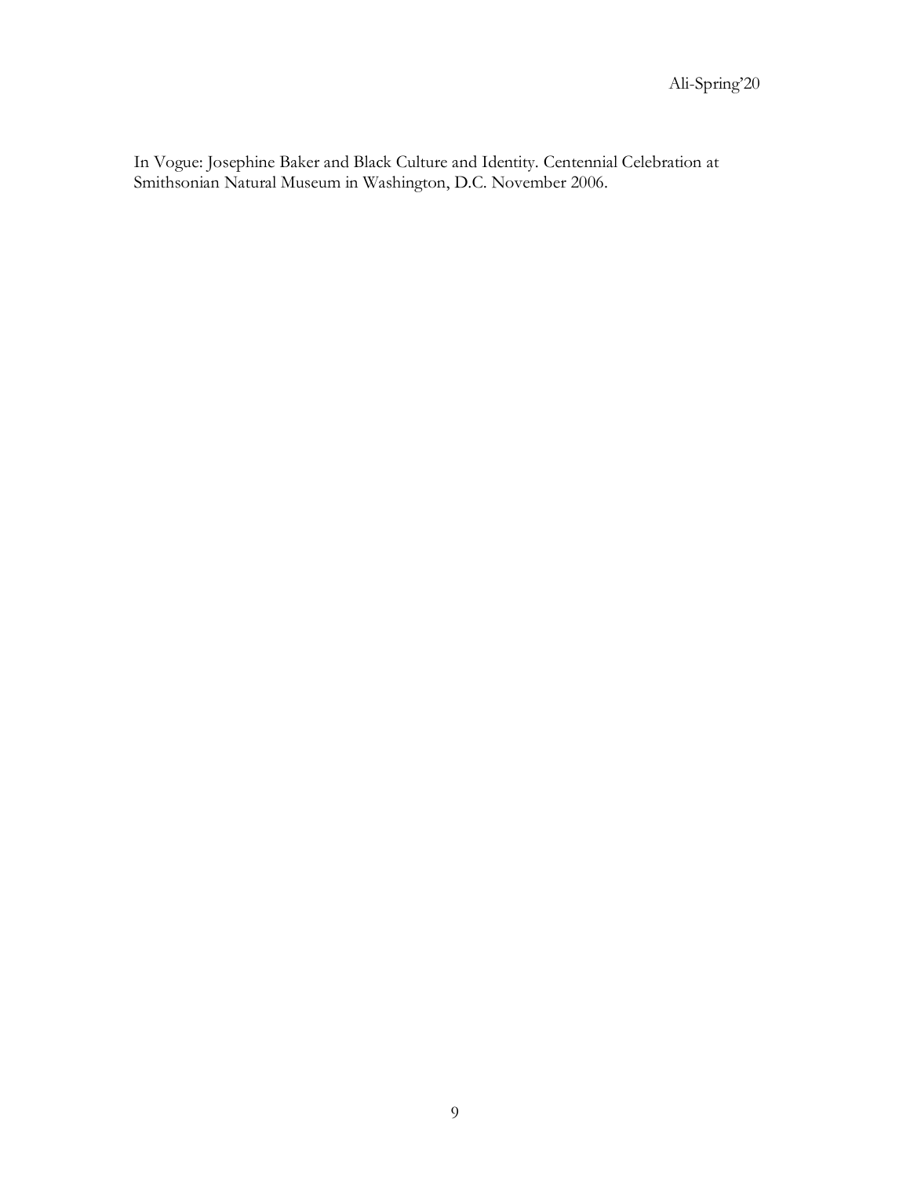In Vogue: Josephine Baker and Black Culture and Identity. Centennial Celebration at Smithsonian Natural Museum in Washington, D.C. November 2006.